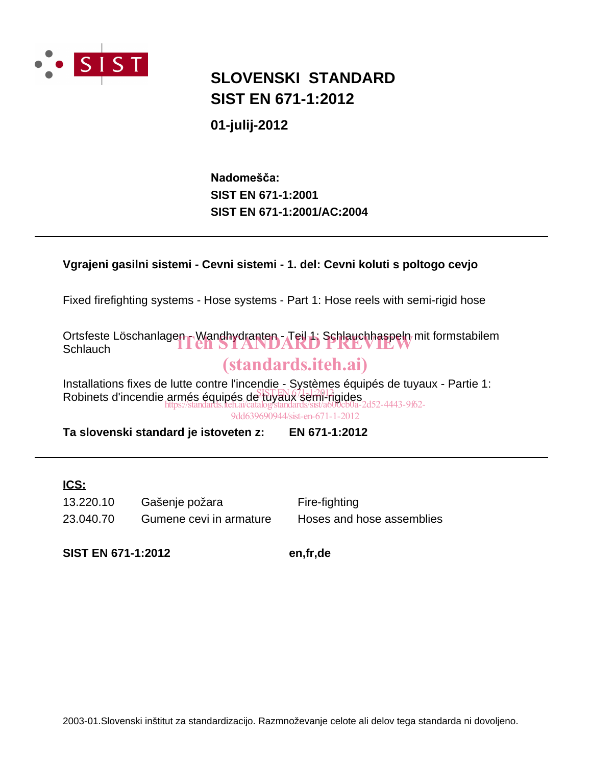SIST

# SLOVENSKI STANDARD
# SIST EN 671-1:2012

**01-julij-2012**

**Nadomešča:**
**SIST EN 671-1:2001**
**SIST EN 671-1:2001/AC:2004**

---

**Vgrajeni gasilni sistemi - Cevni sistemi - 1. del: Cevni koluti s poltogo cevjo**

Fixed firefighting systems - Hose systems - Part 1: Hose reels with semi-rigid hose

Ortsfeste Löschanlagen - Wandhydranten - Teil 1: Schlauchhaspeln mit formstabilem Schlauch

iTeh STANDARD PREVIEW
(standards.iteh.ai)

Installations fixes de lutte contre l'incendie - Systèmes équipés de tuyaux - Partie 1: Robinets d'incendie armés équipés de tuyaux semi-rigides

SIST EN 671-1:2012
https://standards.iteh.ai/catalog/standards/sist/a600cb0a-2d52-4443-9f62-9dd639690944/sist-en-671-1-2012

**Ta slovenski standard je istoveten z: EN 671-1:2012**

---

**ICS:**

| | | |
|---|---|---|
| 13.220.10 | Gašenje požara | Fire-fighting |
| 23.040.70 | Gumene cevi in armature | Hoses and hose assemblies |

**SIST EN 671-1:2012** **en,fr,de**

2003-01.Slovenski inštitut za standardizacijo. Razmnoževanje celote ali delov tega standarda ni dovoljeno.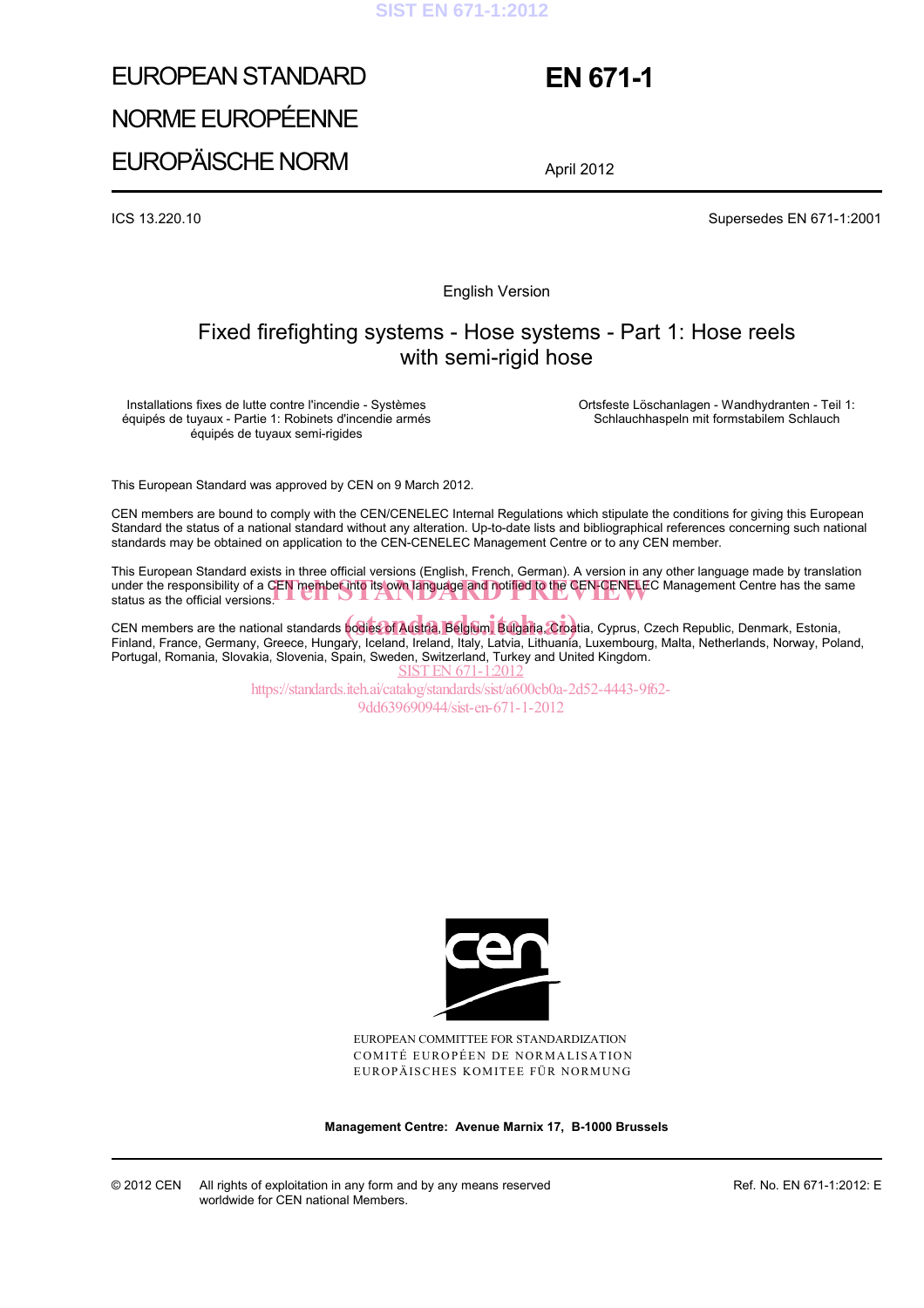# EUROPEAN STANDARD
# NORME EUROPÉENNE
# EUROPÄISCHE NORM

**EN 671-1**

April 2012

ICS 13.220.10

Supersedes EN 671-1:2001

English Version

## Fixed firefighting systems - Hose systems - Part 1: Hose reels with semi-rigid hose

Installations fixes de lutte contre l'incendie - Systèmes équipés de tuyaux - Partie 1: Robinets d'incendie armés équipés de tuyaux semi-rigides

Ortsfeste Löschanlagen - Wandhydranten - Teil 1: Schlauchhaspeln mit formstabilem Schlauch

This European Standard was approved by CEN on 9 March 2012.

CEN members are bound to comply with the CEN/CENELEC Internal Regulations which stipulate the conditions for giving this European Standard the status of a national standard without any alteration. Up-to-date lists and bibliographical references concerning such national standards may be obtained on application to the CEN-CENELEC Management Centre or to any CEN member.

This European Standard exists in three official versions (English, French, German). A version in any other language made by translation under the responsibility of a CEN member into its own language and notified to the CEN-CENELEC Management Centre has the same status as the official versions.

CEN members are the national standards bodies of Austria, Belgium, Bulgaria, Croatia, Cyprus, Czech Republic, Denmark, Estonia, Finland, France, Germany, Greece, Hungary, Iceland, Ireland, Italy, Latvia, Lithuania, Luxembourg, Malta, Netherlands, Norway, Poland, Portugal, Romania, Slovakia, Slovenia, Spain, Sweden, Switzerland, Turkey and United Kingdom.

EUROPEAN COMMITTEE FOR STANDARDIZATION
COMITÉ EUROPÉEN DE NORMALISATION
EUROPÄISCHES KOMITEE FÜR NORMUNG

**Management Centre: Avenue Marnix 17, B-1000 Brussels**

© 2012 CEN All rights of exploitation in any form and by any means reserved worldwide for CEN national Members.

Ref. No. EN 671-1:2012: E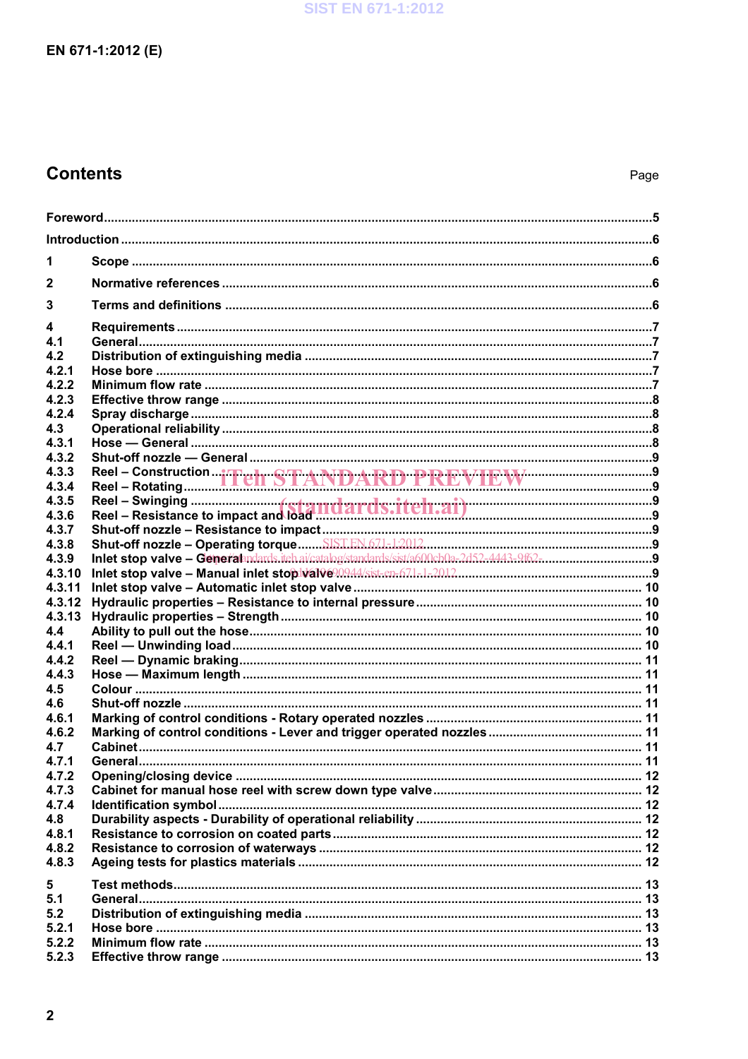## Contents

Page

Foreword ..... 5

Introduction ..... 6

1 Scope ..... 6

2 Normative references ..... 6

3 Terms and definitions ..... 6

4 Requirements ..... 7
4.1 General ..... 7
4.2 Distribution of extinguishing media ..... 7
4.2.1 Hose bore ..... 7
4.2.2 Minimum flow rate ..... 7
4.2.3 Effective throw range ..... 8
4.2.4 Spray discharge ..... 8
4.3 Operational reliability ..... 8
4.3.1 Hose — General ..... 8
4.3.2 Shut-off nozzle — General ..... 9
4.3.3 Reel – Construction ..... 9
4.3.4 Reel – Rotating ..... 9
4.3.5 Reel – Swinging ..... 9
4.3.6 Reel – Resistance to impact and load ..... 9
4.3.7 Shut-off nozzle – Resistance to impact ..... 9
4.3.8 Shut-off nozzle – Operating torque ..... 9
4.3.9 Inlet stop valve – General ..... 9
4.3.10 Inlet stop valve – Manual inlet stop valve ..... 9
4.3.11 Inlet stop valve – Automatic inlet stop valve ..... 10
4.3.12 Hydraulic properties – Resistance to internal pressure ..... 10
4.3.13 Hydraulic properties – Strength ..... 10
4.4 Ability to pull out the hose ..... 10
4.4.1 Reel — Unwinding load ..... 10
4.4.2 Reel — Dynamic braking ..... 11
4.4.3 Hose — Maximum length ..... 11
4.5 Colour ..... 11
4.6 Shut-off nozzle ..... 11
4.6.1 Marking of control conditions - Rotary operated nozzles ..... 11
4.6.2 Marking of control conditions - Lever and trigger operated nozzles ..... 11
4.7 Cabinet ..... 11
4.7.1 General ..... 11
4.7.2 Opening/closing device ..... 12
4.7.3 Cabinet for manual hose reel with screw down type valve ..... 12
4.7.4 Identification symbol ..... 12
4.8 Durability aspects - Durability of operational reliability ..... 12
4.8.1 Resistance to corrosion on coated parts ..... 12
4.8.2 Resistance to corrosion of waterways ..... 12
4.8.3 Ageing tests for plastics materials ..... 12

5 Test methods ..... 13
5.1 General ..... 13
5.2 Distribution of extinguishing media ..... 13
5.2.1 Hose bore ..... 13
5.2.2 Minimum flow rate ..... 13
5.2.3 Effective throw range ..... 13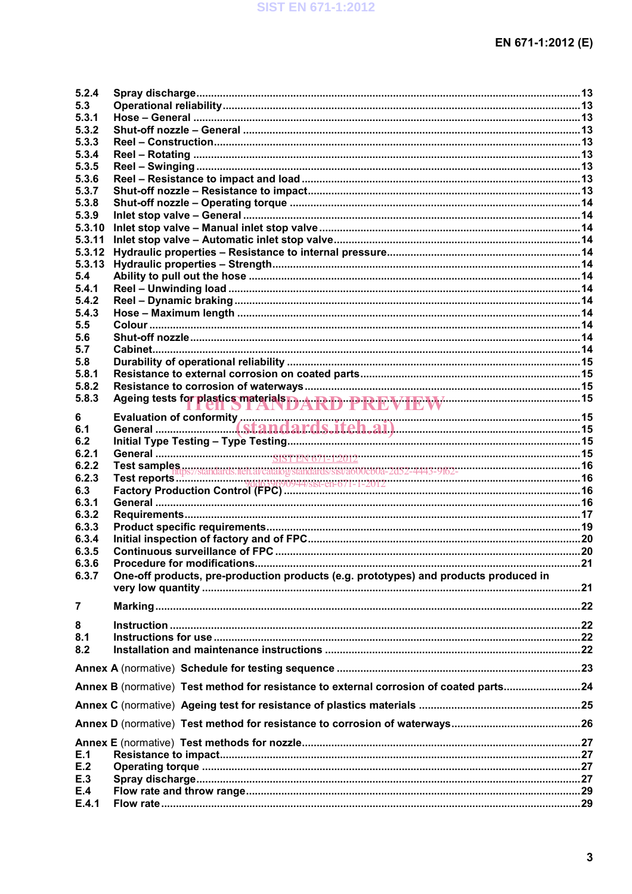| | | |
|---|---|---|
| 5.2.4 | Spray discharge | 13 |
| 5.3 | Operational reliability | 13 |
| 5.3.1 | Hose – General | 13 |
| 5.3.2 | Shut-off nozzle – General | 13 |
| 5.3.3 | Reel – Construction | 13 |
| 5.3.4 | Reel – Rotating | 13 |
| 5.3.5 | Reel – Swinging | 13 |
| 5.3.6 | Reel – Resistance to impact and load | 13 |
| 5.3.7 | Shut-off nozzle – Resistance to impact | 13 |
| 5.3.8 | Shut-off nozzle – Operating torque | 14 |
| 5.3.9 | Inlet stop valve – General | 14 |
| 5.3.10 | Inlet stop valve – Manual inlet stop valve | 14 |
| 5.3.11 | Inlet stop valve – Automatic inlet stop valve | 14 |
| 5.3.12 | Hydraulic properties – Resistance to internal pressure | 14 |
| 5.3.13 | Hydraulic properties – Strength | 14 |
| 5.4 | Ability to pull out the hose | 14 |
| 5.4.1 | Reel – Unwinding load | 14 |
| 5.4.2 | Reel – Dynamic braking | 14 |
| 5.4.3 | Hose – Maximum length | 14 |
| 5.5 | Colour | 14 |
| 5.6 | Shut-off nozzle | 14 |
| 5.7 | Cabinet | 14 |
| 5.8 | Durability of operational reliability | 15 |
| 5.8.1 | Resistance to external corrosion on coated parts | 15 |
| 5.8.2 | Resistance to corrosion of waterways | 15 |
| 5.8.3 | Ageing tests for plastics materials | 15 |
| 6 | Evaluation of conformity | 15 |
| 6.1 | General | 15 |
| 6.2 | Initial Type Testing – Type Testing | 15 |
| 6.2.1 | General | 15 |
| 6.2.2 | Test samples | 16 |
| 6.2.3 | Test reports | 16 |
| 6.3 | Factory Production Control (FPC) | 16 |
| 6.3.1 | General | 16 |
| 6.3.2 | Requirements | 17 |
| 6.3.3 | Product specific requirements | 19 |
| 6.3.4 | Initial inspection of factory and of FPC | 20 |
| 6.3.5 | Continuous surveillance of FPC | 20 |
| 6.3.6 | Procedure for modifications | 21 |
| 6.3.7 | One-off products, pre-production products (e.g. prototypes) and products produced in very low quantity | 21 |
| 7 | Marking | 22 |
| 8 | Instruction | 22 |
| 8.1 | Instructions for use | 22 |
| 8.2 | Installation and maintenance instructions | 22 |
| Annex A (normative) | Schedule for testing sequence | 23 |
| Annex B (normative) | Test method for resistance to external corrosion of coated parts | 24 |
| Annex C (normative) | Ageing test for resistance of plastics materials | 25 |
| Annex D (normative) | Test method for resistance to corrosion of waterways | 26 |
| Annex E (normative) | Test methods for nozzle | 27 |
| E.1 | Resistance to impact | 27 |
| E.2 | Operating torque | 27 |
| E.3 | Spray discharge | 27 |
| E.4 | Flow rate and throw range | 29 |
| E.4.1 | Flow rate | 29 |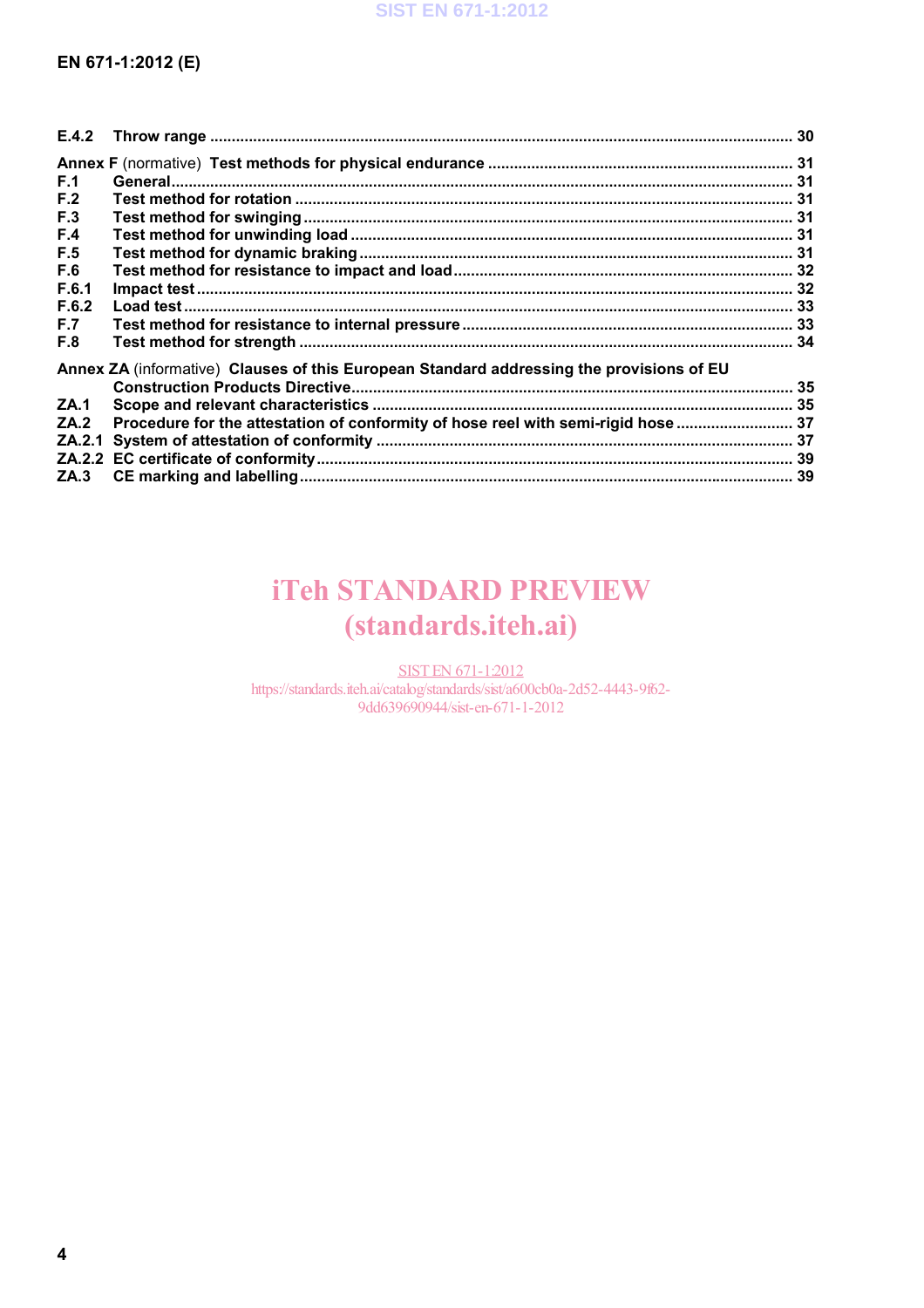E.4.2 Throw range ........................................................................................................................................ 30

**Annex F** (normative) **Test methods for physical endurance** ...................................................................... 31

F.1 General................................................................................................................................................ 31

F.2 Test method for rotation .................................................................................................................... 31

F.3 Test method for swinging .................................................................................................................. 31

F.4 Test method for unwinding load ....................................................................................................... 31

F.5 Test method for dynamic braking ..................................................................................................... 31

F.6 Test method for resistance to impact and load ............................................................................... 32

F.6.1 Impact test .......................................................................................................................................... 32

F.6.2 Load test ............................................................................................................................................. 33

F.7 Test method for resistance to internal pressure ............................................................................. 33

F.8 Test method for strength ................................................................................................................... 34

**Annex ZA** (informative) **Clauses of this European Standard addressing the provisions of EU Construction Products Directive** ...................................................................................................... 35

ZA.1 Scope and relevant characteristics ................................................................................................. 35

ZA.2 Procedure for the attestation of conformity of hose reel with semi-rigid hose ........................... 37

ZA.2.1 System of attestation of conformity ................................................................................................ 37

ZA.2.2 EC certificate of conformity .............................................................................................................. 39

ZA.3 CE marking and labelling .................................................................................................................. 39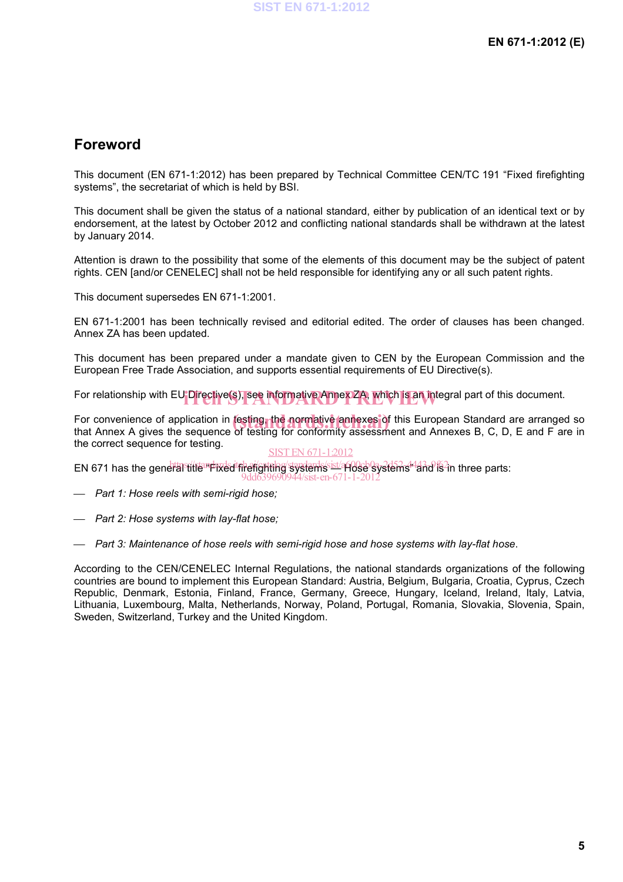## Foreword

This document (EN 671-1:2012) has been prepared by Technical Committee CEN/TC 191 “Fixed firefighting systems”, the secretariat of which is held by BSI.

This document shall be given the status of a national standard, either by publication of an identical text or by endorsement, at the latest by October 2012 and conflicting national standards shall be withdrawn at the latest by January 2014.

Attention is drawn to the possibility that some of the elements of this document may be the subject of patent rights. CEN [and/or CENELEC] shall not be held responsible for identifying any or all such patent rights.

This document supersedes EN 671-1:2001.

EN 671-1:2001 has been technically revised and editorial edited. The order of clauses has been changed. Annex ZA has been updated.

This document has been prepared under a mandate given to CEN by the European Commission and the European Free Trade Association, and supports essential requirements of EU Directive(s).

For relationship with EU Directive(s), see informative Annex ZA, which is an integral part of this document.

For convenience of application in testing, the normative annexes of this European Standard are arranged so that Annex A gives the sequence of testing for conformity assessment and Annexes B, C, D, E and F are in the correct sequence for testing.

EN 671 has the general title “Fixed firefighting systems — Hose systems” and is in three parts:

- *Part 1: Hose reels with semi-rigid hose;*
- *Part 2: Hose systems with lay-flat hose;*
- *Part 3: Maintenance of hose reels with semi-rigid hose and hose systems with lay-flat hose*.

According to the CEN/CENELEC Internal Regulations, the national standards organizations of the following countries are bound to implement this European Standard: Austria, Belgium, Bulgaria, Croatia, Cyprus, Czech Republic, Denmark, Estonia, Finland, France, Germany, Greece, Hungary, Iceland, Ireland, Italy, Latvia, Lithuania, Luxembourg, Malta, Netherlands, Norway, Poland, Portugal, Romania, Slovakia, Slovenia, Spain, Sweden, Switzerland, Turkey and the United Kingdom.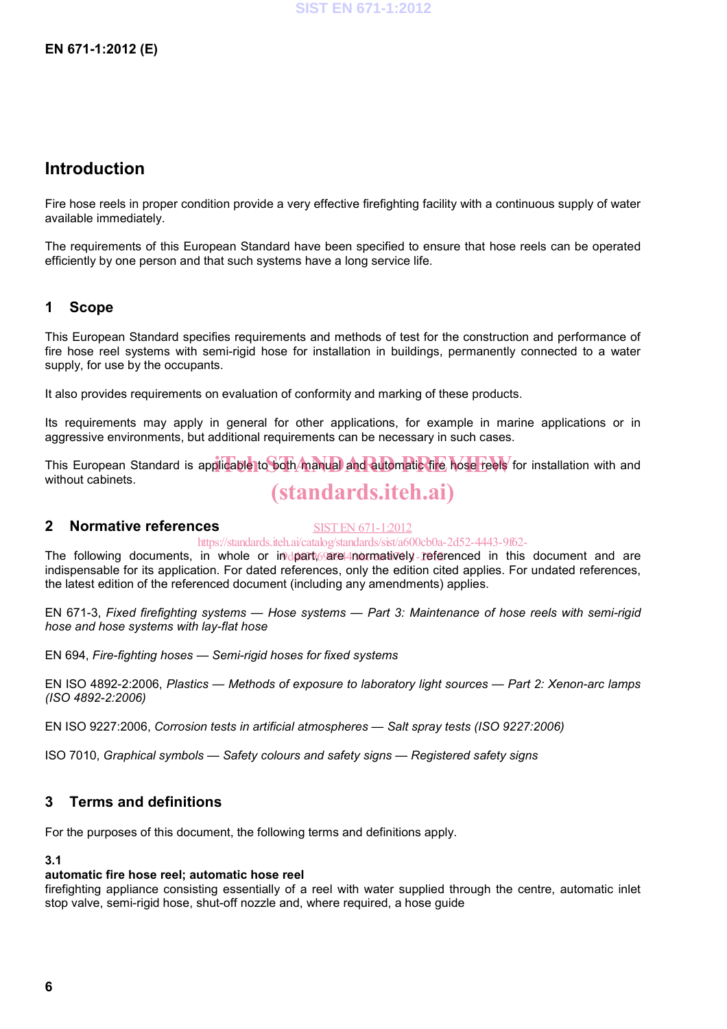## Introduction

Fire hose reels in proper condition provide a very effective firefighting facility with a continuous supply of water available immediately.

The requirements of this European Standard have been specified to ensure that hose reels can be operated efficiently by one person and that such systems have a long service life.

## 1 Scope

This European Standard specifies requirements and methods of test for the construction and performance of fire hose reel systems with semi-rigid hose for installation in buildings, permanently connected to a water supply, for use by the occupants.

It also provides requirements on evaluation of conformity and marking of these products.

Its requirements may apply in general for other applications, for example in marine applications or in aggressive environments, but additional requirements can be necessary in such cases.

This European Standard is applicable to both manual and automatic fire hose reels for installation with and without cabinets.

## 2 Normative references

The following documents, in whole or in part, are normatively referenced in this document and are indispensable for its application. For dated references, only the edition cited applies. For undated references, the latest edition of the referenced document (including any amendments) applies.

EN 671-3, *Fixed firefighting systems — Hose systems — Part 3: Maintenance of hose reels with semi-rigid hose and hose systems with lay-flat hose*

EN 694, *Fire-fighting hoses — Semi-rigid hoses for fixed systems*

EN ISO 4892-2:2006, *Plastics — Methods of exposure to laboratory light sources — Part 2: Xenon-arc lamps (ISO 4892-2:2006)*

EN ISO 9227:2006, *Corrosion tests in artificial atmospheres — Salt spray tests (ISO 9227:2006)*

ISO 7010, *Graphical symbols — Safety colours and safety signs — Registered safety signs*

## 3 Terms and definitions

For the purposes of this document, the following terms and definitions apply.

**3.1**
**automatic fire hose reel; automatic hose reel**
firefighting appliance consisting essentially of a reel with water supplied through the centre, automatic inlet stop valve, semi-rigid hose, shut-off nozzle and, where required, a hose guide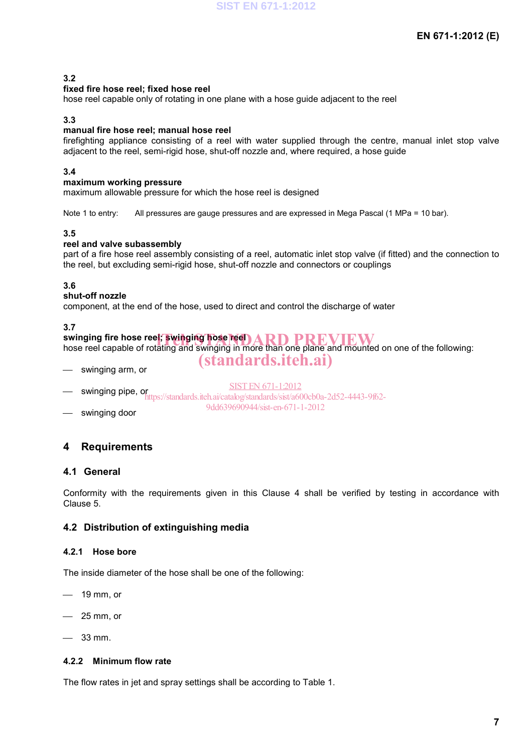**3.2**
**fixed fire hose reel; fixed hose reel**
hose reel capable only of rotating in one plane with a hose guide adjacent to the reel

**3.3**
**manual fire hose reel; manual hose reel**
firefighting appliance consisting of a reel with water supplied through the centre, manual inlet stop valve adjacent to the reel, semi-rigid hose, shut-off nozzle and, where required, a hose guide

**3.4**
**maximum working pressure**
maximum allowable pressure for which the hose reel is designed

Note 1 to entry: All pressures are gauge pressures and are expressed in Mega Pascal (1 MPa = 10 bar).

**3.5**
**reel and valve subassembly**
part of a fire hose reel assembly consisting of a reel, automatic inlet stop valve (if fitted) and the connection to the reel, but excluding semi-rigid hose, shut-off nozzle and connectors or couplings

**3.6**
**shut-off nozzle**
component, at the end of the hose, used to direct and control the discharge of water

**3.7**
**swinging fire hose reel; swinging hose reel**
hose reel capable of rotating and swinging in more than one plane and mounted on one of the following:

- swinging arm, or
- swinging pipe, or
- swinging door

# 4 Requirements

## 4.1 General

Conformity with the requirements given in this Clause 4 shall be verified by testing in accordance with Clause 5.

## 4.2 Distribution of extinguishing media

### 4.2.1 Hose bore

The inside diameter of the hose shall be one of the following:

- 19 mm, or
- 25 mm, or
- 33 mm.

### 4.2.2 Minimum flow rate

The flow rates in jet and spray settings shall be according to Table 1.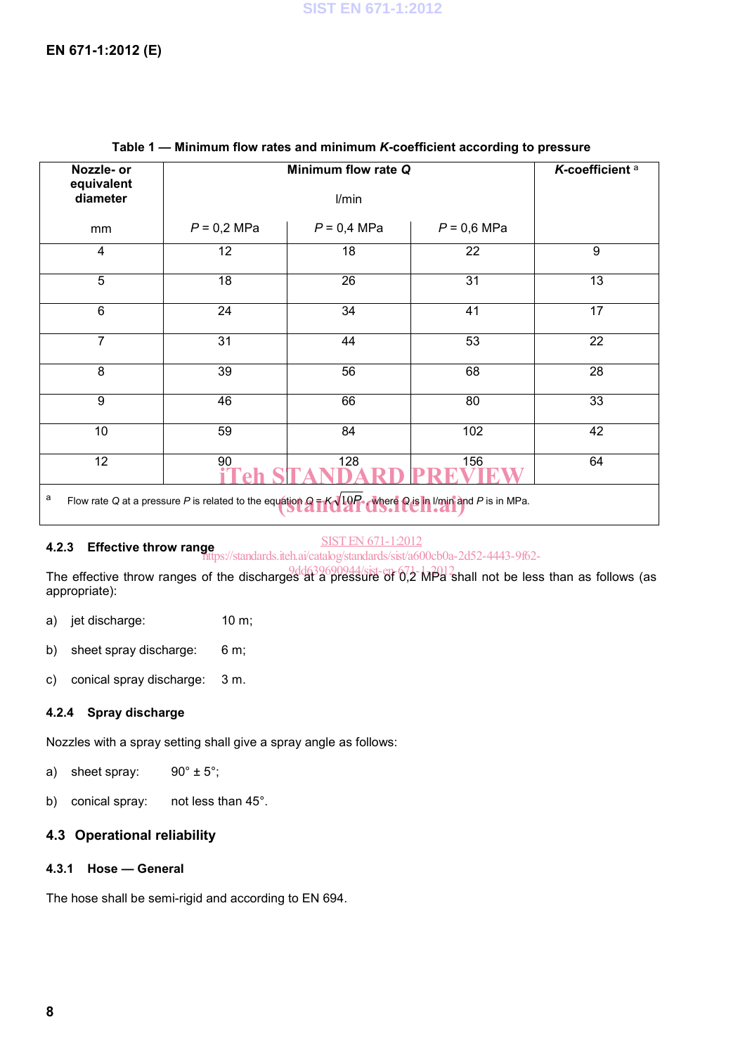**Table 1 — Minimum flow rates and minimum *K*-coefficient according to pressure**

| Nozzle- or equivalent diameter | Minimum flow rate *Q* | | | *K*-coefficient [a] |
|---|---|---|---|---|
| | l/min | | | |
| mm | *P* = 0,2 MPa | *P* = 0,4 MPa | *P* = 0,6 MPa | |
| 4 | 12 | 18 | 22 | 9 |
| 5 | 18 | 26 | 31 | 13 |
| 6 | 24 | 34 | 41 | 17 |
| 7 | 31 | 44 | 53 | 22 |
| 8 | 39 | 56 | 68 | 28 |
| 9 | 46 | 66 | 80 | 33 |
| 10 | 59 | 84 | 102 | 42 |
| 12 | 90 | 128 | 156 | 64 |

[a] Flow rate *Q* at a pressure *P* is related to the equation $Q = K\sqrt{10P}$, where *Q* is in l/min and *P* is in MPa.

#### 4.2.3 Effective throw range

The effective throw ranges of the discharges at a pressure of 0,2 MPa shall not be less than as follows (as appropriate):

a) jet discharge: 10 m;

b) sheet spray discharge: 6 m;

c) conical spray discharge: 3 m.

#### 4.2.4 Spray discharge

Nozzles with a spray setting shall give a spray angle as follows:

a) sheet spray: 90° ± 5°;

b) conical spray: not less than 45°.

### 4.3 Operational reliability

#### 4.3.1 Hose — General

The hose shall be semi-rigid and according to EN 694.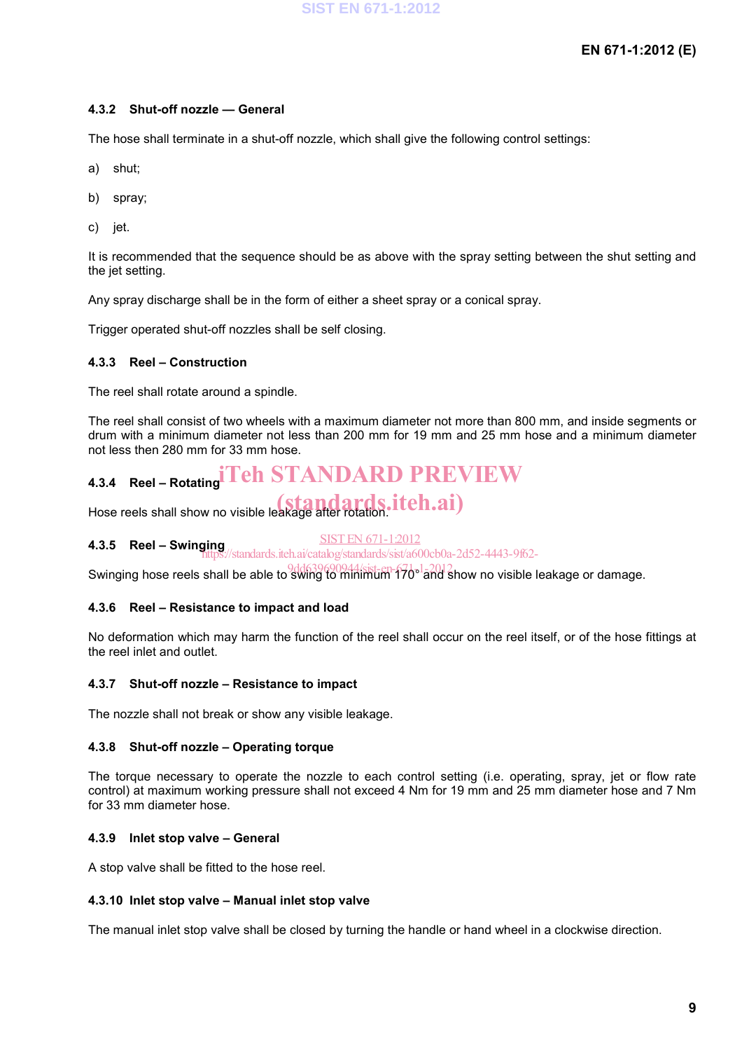### 4.3.2 Shut-off nozzle — General

The hose shall terminate in a shut-off nozzle, which shall give the following control settings:

a) shut;

b) spray;

c) jet.

It is recommended that the sequence should be as above with the spray setting between the shut setting and the jet setting.

Any spray discharge shall be in the form of either a sheet spray or a conical spray.

Trigger operated shut-off nozzles shall be self closing.

### 4.3.3 Reel – Construction

The reel shall rotate around a spindle.

The reel shall consist of two wheels with a maximum diameter not more than 800 mm, and inside segments or drum with a minimum diameter not less than 200 mm for 19 mm and 25 mm hose and a minimum diameter not less then 280 mm for 33 mm hose.

### 4.3.4 Reel – Rotating

Hose reels shall show no visible leakage after rotation.

### 4.3.5 Reel – Swinging

Swinging hose reels shall be able to swing to minimum 170° and show no visible leakage or damage.

### 4.3.6 Reel – Resistance to impact and load

No deformation which may harm the function of the reel shall occur on the reel itself, or of the hose fittings at the reel inlet and outlet.

### 4.3.7 Shut-off nozzle – Resistance to impact

The nozzle shall not break or show any visible leakage.

### 4.3.8 Shut-off nozzle – Operating torque

The torque necessary to operate the nozzle to each control setting (i.e. operating, spray, jet or flow rate control) at maximum working pressure shall not exceed 4 Nm for 19 mm and 25 mm diameter hose and 7 Nm for 33 mm diameter hose.

### 4.3.9 Inlet stop valve – General

A stop valve shall be fitted to the hose reel.

### 4.3.10 Inlet stop valve – Manual inlet stop valve

The manual inlet stop valve shall be closed by turning the handle or hand wheel in a clockwise direction.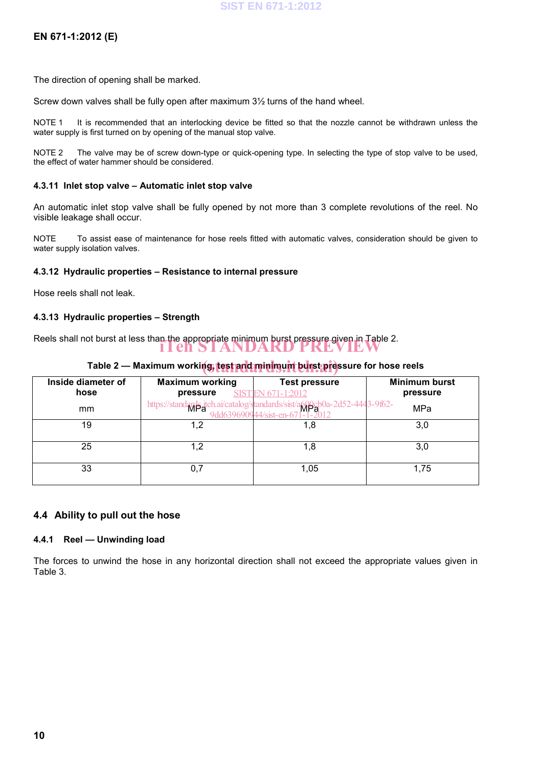The direction of opening shall be marked.

Screw down valves shall be fully open after maximum 3½ turns of the hand wheel.

NOTE 1 It is recommended that an interlocking device be fitted so that the nozzle cannot be withdrawn unless the water supply is first turned on by opening of the manual stop valve.

NOTE 2 The valve may be of screw down-type or quick-opening type. In selecting the type of stop valve to be used, the effect of water hammer should be considered.

#### 4.3.11 Inlet stop valve – Automatic inlet stop valve

An automatic inlet stop valve shall be fully opened by not more than 3 complete revolutions of the reel. No visible leakage shall occur.

NOTE To assist ease of maintenance for hose reels fitted with automatic valves, consideration should be given to water supply isolation valves.

#### 4.3.12 Hydraulic properties – Resistance to internal pressure

Hose reels shall not leak.

#### 4.3.13 Hydraulic properties – Strength

Reels shall not burst at less than the appropriate minimum burst pressure given in Table 2.

**Table 2 — Maximum working, test and minimum burst pressure for hose reels**

| Inside diameter of hose<br>mm | Maximum working pressure<br>MPa | Test pressure<br>MPa | Minimum burst pressure<br>MPa |
|---|---|---|---|
| 19 | 1,2 | 1,8 | 3,0 |
| 25 | 1,2 | 1,8 | 3,0 |
| 33 | 0,7 | 1,05 | 1,75 |

### 4.4 Ability to pull out the hose

#### 4.4.1 Reel — Unwinding load

The forces to unwind the hose in any horizontal direction shall not exceed the appropriate values given in Table 3.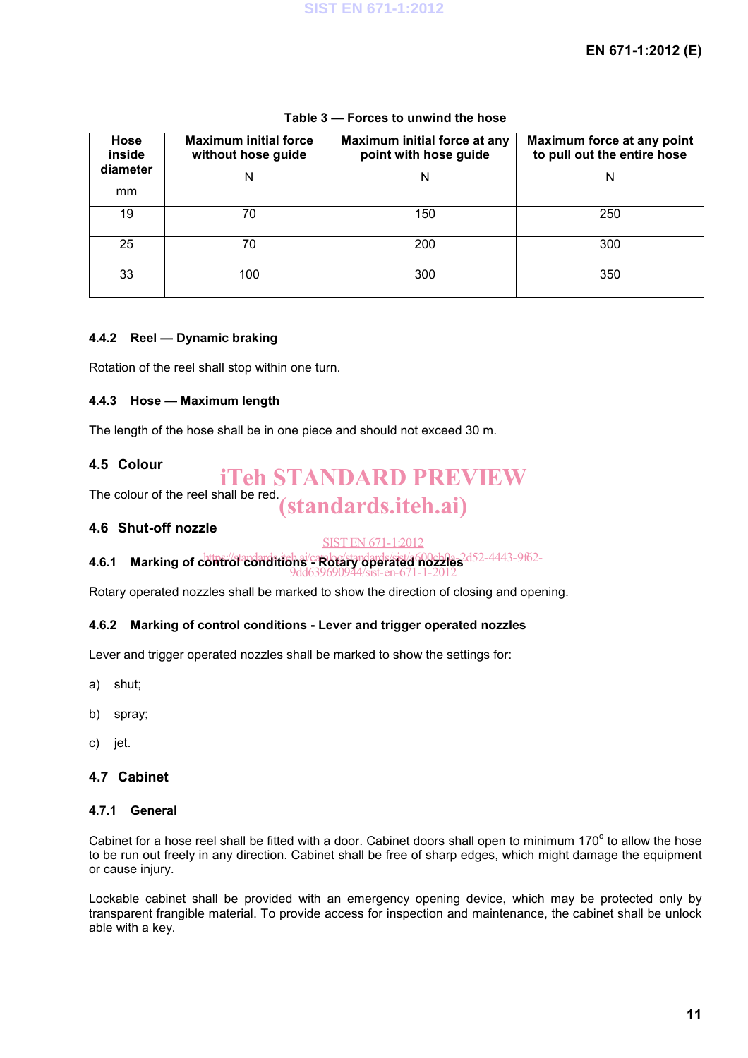Table 3 — Forces to unwind the hose

| Hose inside diameter mm | Maximum initial force without hose guide N | Maximum initial force at any point with hose guide N | Maximum force at any point to pull out the entire hose N |
|---|---|---|---|
| 19 | 70 | 150 | 250 |
| 25 | 70 | 200 | 300 |
| 33 | 100 | 300 | 350 |

#### 4.4.2 Reel — Dynamic braking

Rotation of the reel shall stop within one turn.

#### 4.4.3 Hose — Maximum length

The length of the hose shall be in one piece and should not exceed 30 m.

### 4.5 Colour

The colour of the reel shall be red.

### 4.6 Shut-off nozzle

#### 4.6.1 Marking of control conditions - Rotary operated nozzles

Rotary operated nozzles shall be marked to show the direction of closing and opening.

#### 4.6.2 Marking of control conditions - Lever and trigger operated nozzles

Lever and trigger operated nozzles shall be marked to show the settings for:

a) shut;

b) spray;

c) jet.

### 4.7 Cabinet

#### 4.7.1 General

Cabinet for a hose reel shall be fitted with a door. Cabinet doors shall open to minimum 170° to allow the hose to be run out freely in any direction. Cabinet shall be free of sharp edges, which might damage the equipment or cause injury.

Lockable cabinet shall be provided with an emergency opening device, which may be protected only by transparent frangible material. To provide access for inspection and maintenance, the cabinet shall be unlock able with a key.